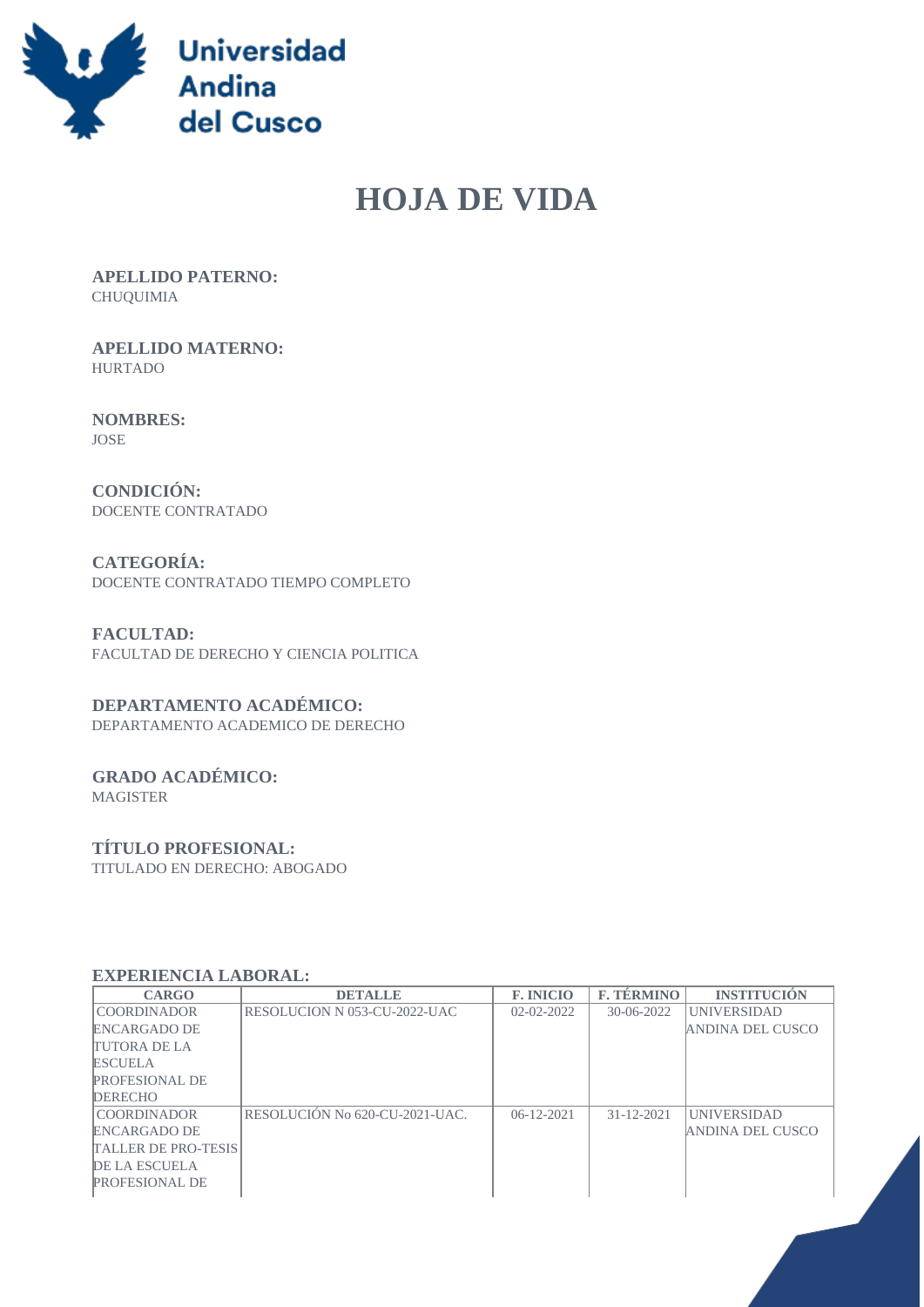Universidad Andina del Cusco

# HOJA DE VIDA

**APELLIDO PATERNO:**
CHUQUIMIA

**APELLIDO MATERNO:**
HURTADO

**NOMBRES:**
JOSE

**CONDICIÓN:**
DOCENTE CONTRATADO

**CATEGORÍA:**
DOCENTE CONTRATADO TIEMPO COMPLETO

**FACULTAD:**
FACULTAD DE DERECHO Y CIENCIA POLITICA

**DEPARTAMENTO ACADÉMICO:**
DEPARTAMENTO ACADEMICO DE DERECHO

**GRADO ACADÉMICO:**
MAGISTER

**TÍTULO PROFESIONAL:**
TITULADO EN DERECHO: ABOGADO

**EXPERIENCIA LABORAL:**

| CARGO | DETALLE | F. INICIO | F. TÉRMINO | INSTITUCIÓN |
|---|---|---|---|---|
| COORDINADOR ENCARGADO DE TUTORA DE LA ESCUELA PROFESIONAL DE DERECHO | RESOLUCION N 053-CU-2022-UAC | 02-02-2022 | 30-06-2022 | UNIVERSIDAD ANDINA DEL CUSCO |
| COORDINADOR ENCARGADO DE TALLER DE PRO-TESIS DE LA ESCUELA PROFESIONAL DE | RESOLUCIÓN No 620-CU-2021-UAC. | 06-12-2021 | 31-12-2021 | UNIVERSIDAD ANDINA DEL CUSCO |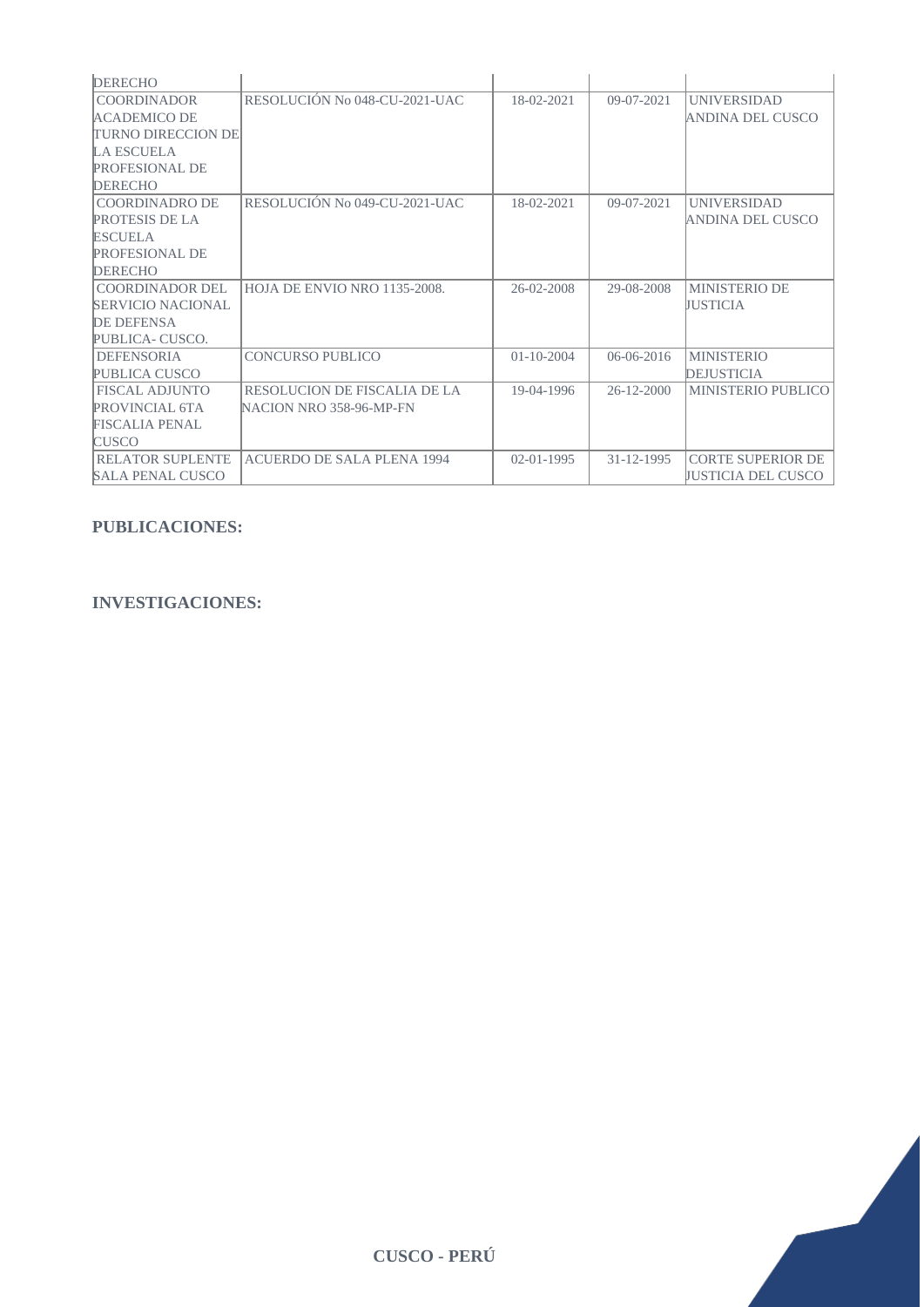| | | | | |
|---|---|---|---|---|
| DERECHO | | | | |
| COORDINADOR ACADEMICO DE TURNO DIRECCION DE LA ESCUELA PROFESIONAL DE DERECHO | RESOLUCIÓN No 048-CU-2021-UAC | 18-02-2021 | 09-07-2021 | UNIVERSIDAD ANDINA DEL CUSCO |
| COORDINADRO DE PROTESIS DE LA ESCUELA PROFESIONAL DE DERECHO | RESOLUCIÓN No 049-CU-2021-UAC | 18-02-2021 | 09-07-2021 | UNIVERSIDAD ANDINA DEL CUSCO |
| COORDINADOR DEL SERVICIO NACIONAL DE DEFENSA PUBLICA- CUSCO. | HOJA DE ENVIO NRO 1135-2008. | 26-02-2008 | 29-08-2008 | MINISTERIO DE JUSTICIA |
| DEFENSORIA PUBLICA CUSCO | CONCURSO PUBLICO | 01-10-2004 | 06-06-2016 | MINISTERIO DEJUSTICIA |
| FISCAL ADJUNTO PROVINCIAL 6TA FISCALIA PENAL CUSCO | RESOLUCION DE FISCALIA DE LA NACION NRO 358-96-MP-FN | 19-04-1996 | 26-12-2000 | MINISTERIO PUBLICO |
| RELATOR SUPLENTE SALA PENAL CUSCO | ACUERDO DE SALA PLENA 1994 | 02-01-1995 | 31-12-1995 | CORTE SUPERIOR DE JUSTICIA DEL CUSCO |

## PUBLICACIONES:

## INVESTIGACIONES:

**CUSCO - PERÚ**